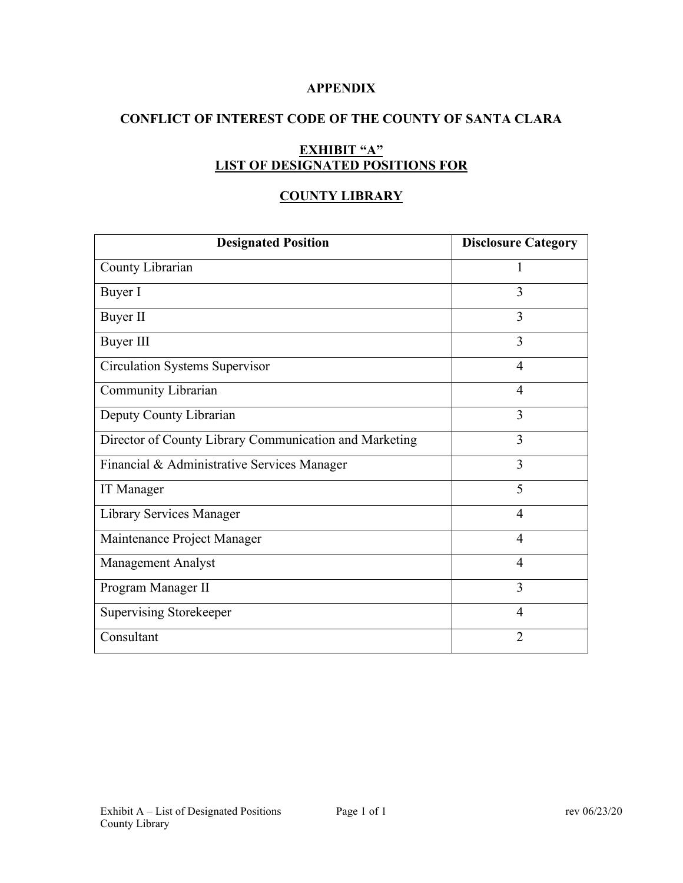**APPENDIX**

**CONFLICT OF INTEREST CODE OF THE COUNTY OF SANTA CLARA**

**EXHIBIT "A"**
**LIST OF DESIGNATED POSITIONS FOR**

**COUNTY LIBRARY**

| Designated Position | Disclosure Category |
|---|---|
| County Librarian | 1 |
| Buyer I | 3 |
| Buyer II | 3 |
| Buyer III | 3 |
| Circulation Systems Supervisor | 4 |
| Community Librarian | 4 |
| Deputy County Librarian | 3 |
| Director of County Library Communication and Marketing | 3 |
| Financial & Administrative Services Manager | 3 |
| IT Manager | 5 |
| Library Services Manager | 4 |
| Maintenance Project Manager | 4 |
| Management Analyst | 4 |
| Program Manager II | 3 |
| Supervising Storekeeper | 4 |
| Consultant | 2 |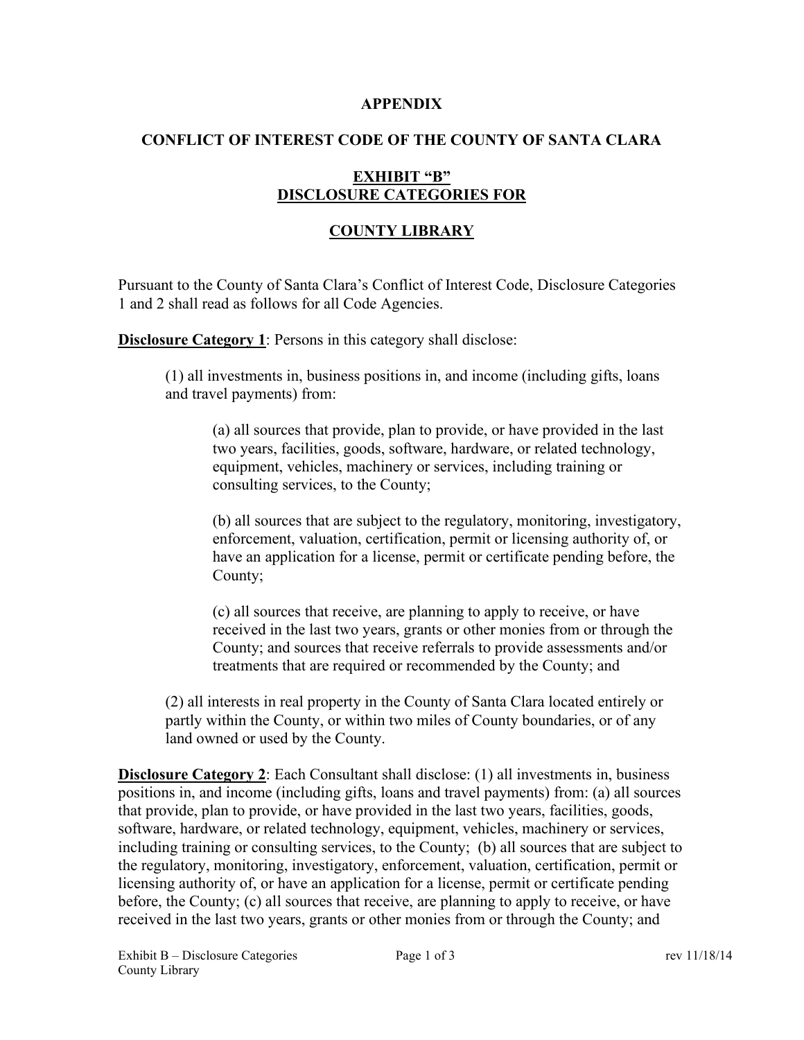**APPENDIX**

**CONFLICT OF INTEREST CODE OF THE COUNTY OF SANTA CLARA**

**EXHIBIT "B"**
**DISCLOSURE CATEGORIES FOR**

**COUNTY LIBRARY**

Pursuant to the County of Santa Clara's Conflict of Interest Code, Disclosure Categories 1 and 2 shall read as follows for all Code Agencies.

**Disclosure Category 1**: Persons in this category shall disclose:

(1) all investments in, business positions in, and income (including gifts, loans and travel payments) from:

(a) all sources that provide, plan to provide, or have provided in the last two years, facilities, goods, software, hardware, or related technology, equipment, vehicles, machinery or services, including training or consulting services, to the County;

(b) all sources that are subject to the regulatory, monitoring, investigatory, enforcement, valuation, certification, permit or licensing authority of, or have an application for a license, permit or certificate pending before, the County;

(c) all sources that receive, are planning to apply to receive, or have received in the last two years, grants or other monies from or through the County; and sources that receive referrals to provide assessments and/or treatments that are required or recommended by the County; and

(2) all interests in real property in the County of Santa Clara located entirely or partly within the County, or within two miles of County boundaries, or of any land owned or used by the County.

**Disclosure Category 2**: Each Consultant shall disclose: (1) all investments in, business positions in, and income (including gifts, loans and travel payments) from: (a) all sources that provide, plan to provide, or have provided in the last two years, facilities, goods, software, hardware, or related technology, equipment, vehicles, machinery or services, including training or consulting services, to the County; (b) all sources that are subject to the regulatory, monitoring, investigatory, enforcement, valuation, certification, permit or licensing authority of, or have an application for a license, permit or certificate pending before, the County; (c) all sources that receive, are planning to apply to receive, or have received in the last two years, grants or other monies from or through the County; and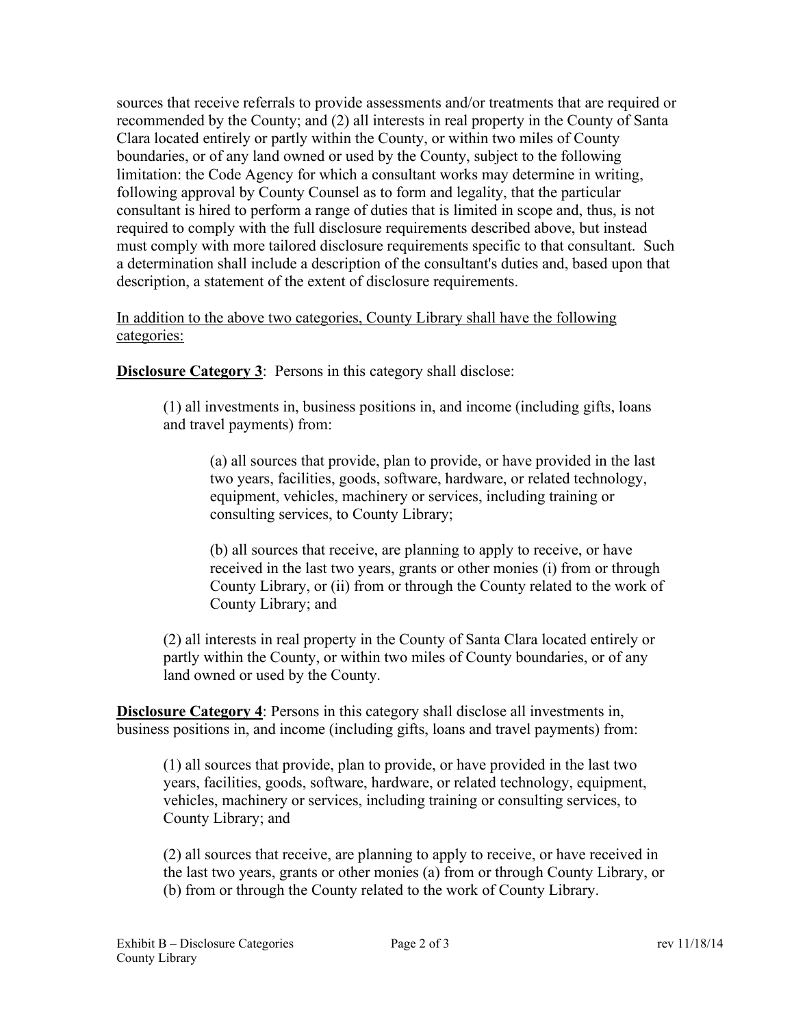sources that receive referrals to provide assessments and/or treatments that are required or recommended by the County; and (2) all interests in real property in the County of Santa Clara located entirely or partly within the County, or within two miles of County boundaries, or of any land owned or used by the County, subject to the following limitation: the Code Agency for which a consultant works may determine in writing, following approval by County Counsel as to form and legality, that the particular consultant is hired to perform a range of duties that is limited in scope and, thus, is not required to comply with the full disclosure requirements described above, but instead must comply with more tailored disclosure requirements specific to that consultant. Such a determination shall include a description of the consultant's duties and, based upon that description, a statement of the extent of disclosure requirements.

<u>In addition to the above two categories, County Library shall have the following categories:</u>

**<u>Disclosure Category 3</u>**: Persons in this category shall disclose:

> (1) all investments in, business positions in, and income (including gifts, loans and travel payments) from:
>
> > (a) all sources that provide, plan to provide, or have provided in the last two years, facilities, goods, software, hardware, or related technology, equipment, vehicles, machinery or services, including training or consulting services, to County Library;
> >
> > (b) all sources that receive, are planning to apply to receive, or have received in the last two years, grants or other monies (i) from or through County Library, or (ii) from or through the County related to the work of County Library; and
>
> (2) all interests in real property in the County of Santa Clara located entirely or partly within the County, or within two miles of County boundaries, or of any land owned or used by the County.

**<u>Disclosure Category 4</u>**: Persons in this category shall disclose all investments in, business positions in, and income (including gifts, loans and travel payments) from:

> (1) all sources that provide, plan to provide, or have provided in the last two years, facilities, goods, software, hardware, or related technology, equipment, vehicles, machinery or services, including training or consulting services, to County Library; and
>
> (2) all sources that receive, are planning to apply to receive, or have received in the last two years, grants or other monies (a) from or through County Library, or (b) from or through the County related to the work of County Library.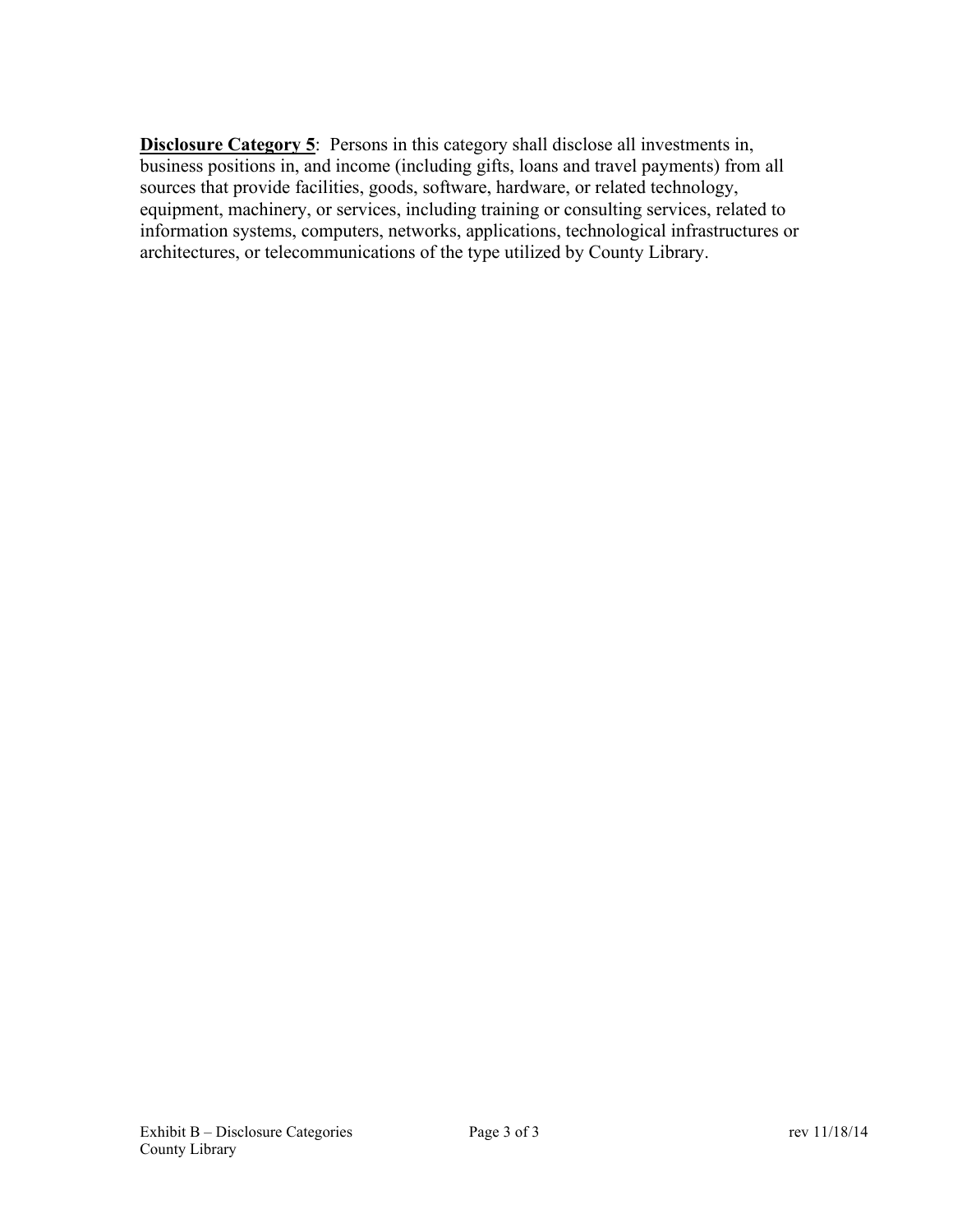**Disclosure Category 5**: Persons in this category shall disclose all investments in, business positions in, and income (including gifts, loans and travel payments) from all sources that provide facilities, goods, software, hardware, or related technology, equipment, machinery, or services, including training or consulting services, related to information systems, computers, networks, applications, technological infrastructures or architectures, or telecommunications of the type utilized by County Library.